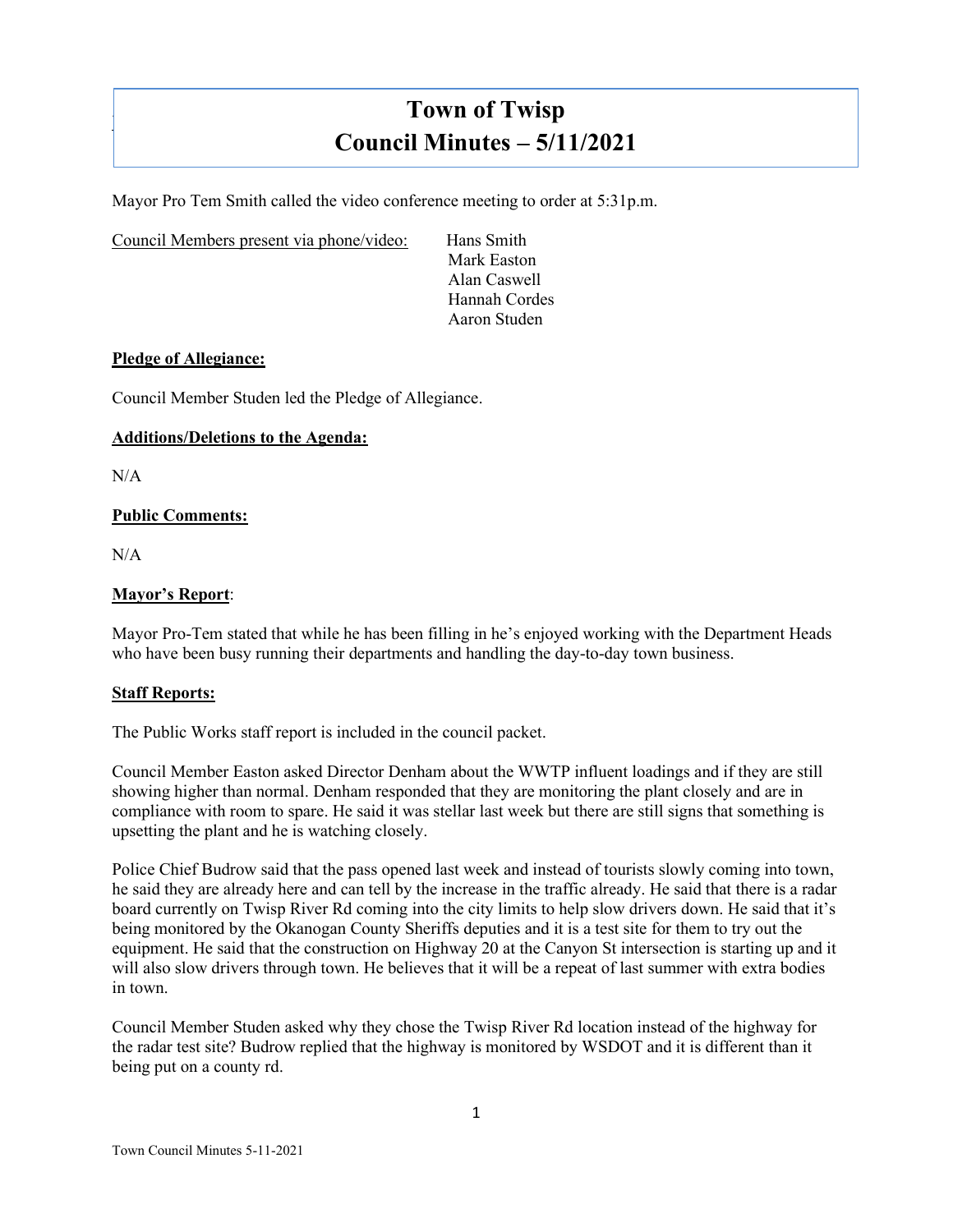# Town of Twisp
# Council Minutes – 5/11/2021

Mayor Pro Tem Smith called the video conference meeting to order at 5:31p.m.

Council Members present via phone/video: Hans Smith
Mark Easton
Alan Caswell
Hannah Cordes
Aaron Studen

**Pledge of Allegiance:**

Council Member Studen led the Pledge of Allegiance.

**Additions/Deletions to the Agenda:**

N/A

**Public Comments:**

N/A

**Mayor's Report**:

Mayor Pro-Tem stated that while he has been filling in he's enjoyed working with the Department Heads who have been busy running their departments and handling the day-to-day town business.

**Staff Reports:**

The Public Works staff report is included in the council packet.

Council Member Easton asked Director Denham about the WWTP influent loadings and if they are still showing higher than normal. Denham responded that they are monitoring the plant closely and are in compliance with room to spare. He said it was stellar last week but there are still signs that something is upsetting the plant and he is watching closely.

Police Chief Budrow said that the pass opened last week and instead of tourists slowly coming into town, he said they are already here and can tell by the increase in the traffic already. He said that there is a radar board currently on Twisp River Rd coming into the city limits to help slow drivers down. He said that it's being monitored by the Okanogan County Sheriffs deputies and it is a test site for them to try out the equipment. He said that the construction on Highway 20 at the Canyon St intersection is starting up and it will also slow drivers through town. He believes that it will be a repeat of last summer with extra bodies in town.

Council Member Studen asked why they chose the Twisp River Rd location instead of the highway for the radar test site? Budrow replied that the highway is monitored by WSDOT and it is different than it being put on a county rd.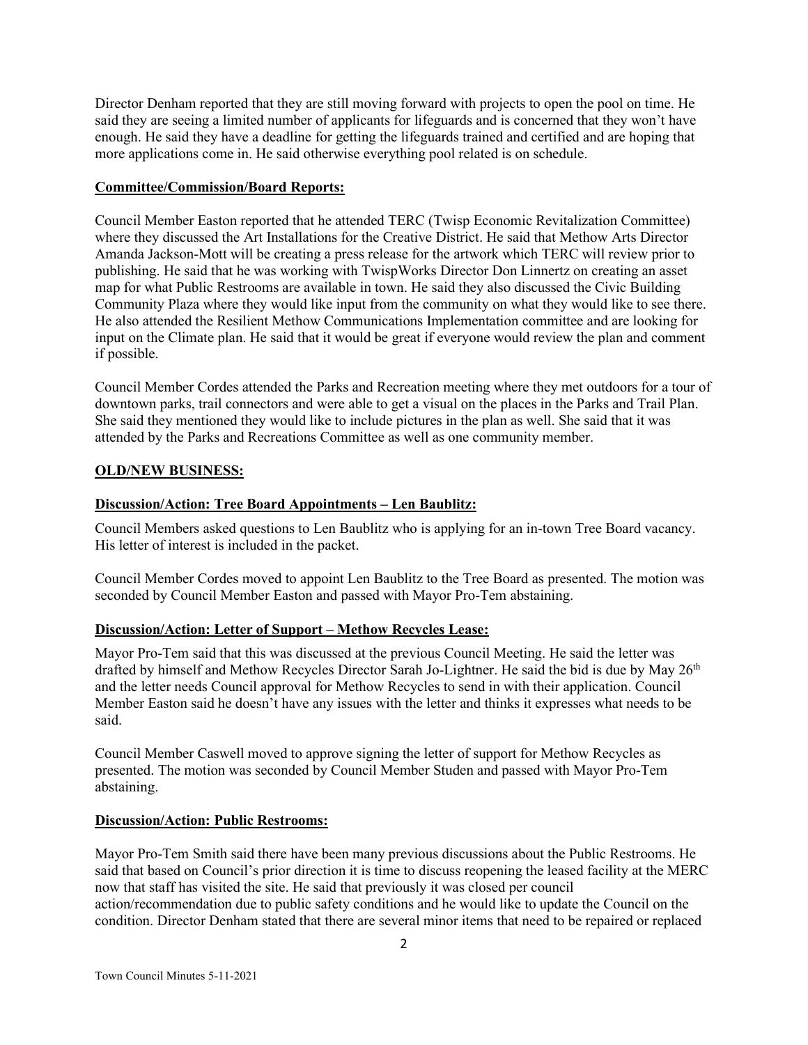Director Denham reported that they are still moving forward with projects to open the pool on time. He said they are seeing a limited number of applicants for lifeguards and is concerned that they won't have enough. He said they have a deadline for getting the lifeguards trained and certified and are hoping that more applications come in. He said otherwise everything pool related is on schedule.

**Committee/Commission/Board Reports:**

Council Member Easton reported that he attended TERC (Twisp Economic Revitalization Committee) where they discussed the Art Installations for the Creative District. He said that Methow Arts Director Amanda Jackson-Mott will be creating a press release for the artwork which TERC will review prior to publishing. He said that he was working with TwispWorks Director Don Linnertz on creating an asset map for what Public Restrooms are available in town. He said they also discussed the Civic Building Community Plaza where they would like input from the community on what they would like to see there. He also attended the Resilient Methow Communications Implementation committee and are looking for input on the Climate plan. He said that it would be great if everyone would review the plan and comment if possible.

Council Member Cordes attended the Parks and Recreation meeting where they met outdoors for a tour of downtown parks, trail connectors and were able to get a visual on the places in the Parks and Trail Plan. She said they mentioned they would like to include pictures in the plan as well. She said that it was attended by the Parks and Recreations Committee as well as one community member.

**OLD/NEW BUSINESS:**

**Discussion/Action: Tree Board Appointments – Len Baublitz:**

Council Members asked questions to Len Baublitz who is applying for an in-town Tree Board vacancy. His letter of interest is included in the packet.

Council Member Cordes moved to appoint Len Baublitz to the Tree Board as presented. The motion was seconded by Council Member Easton and passed with Mayor Pro-Tem abstaining.

**Discussion/Action: Letter of Support – Methow Recycles Lease:**

Mayor Pro-Tem said that this was discussed at the previous Council Meeting. He said the letter was drafted by himself and Methow Recycles Director Sarah Jo-Lightner. He said the bid is due by May 26th and the letter needs Council approval for Methow Recycles to send in with their application. Council Member Easton said he doesn't have any issues with the letter and thinks it expresses what needs to be said.

Council Member Caswell moved to approve signing the letter of support for Methow Recycles as presented. The motion was seconded by Council Member Studen and passed with Mayor Pro-Tem abstaining.

**Discussion/Action: Public Restrooms:**

Mayor Pro-Tem Smith said there have been many previous discussions about the Public Restrooms. He said that based on Council's prior direction it is time to discuss reopening the leased facility at the MERC now that staff has visited the site. He said that previously it was closed per council action/recommendation due to public safety conditions and he would like to update the Council on the condition. Director Denham stated that there are several minor items that need to be repaired or replaced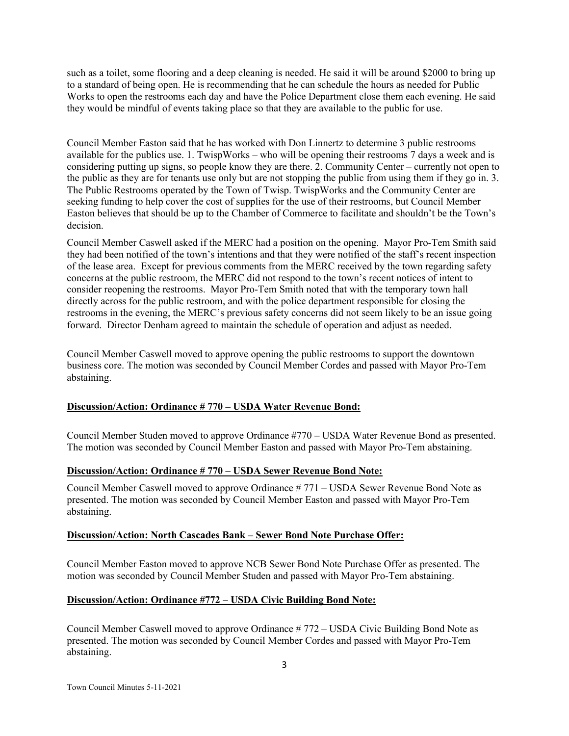such as a toilet, some flooring and a deep cleaning is needed. He said it will be around $2000 to bring up to a standard of being open. He is recommending that he can schedule the hours as needed for Public Works to open the restrooms each day and have the Police Department close them each evening. He said they would be mindful of events taking place so that they are available to the public for use.

Council Member Easton said that he has worked with Don Linnertz to determine 3 public restrooms available for the publics use. 1. TwispWorks – who will be opening their restrooms 7 days a week and is considering putting up signs, so people know they are there. 2. Community Center – currently not open to the public as they are for tenants use only but are not stopping the public from using them if they go in. 3. The Public Restrooms operated by the Town of Twisp. TwispWorks and the Community Center are seeking funding to help cover the cost of supplies for the use of their restrooms, but Council Member Easton believes that should be up to the Chamber of Commerce to facilitate and shouldn't be the Town's decision.

Council Member Caswell asked if the MERC had a position on the opening. Mayor Pro-Tem Smith said they had been notified of the town's intentions and that they were notified of the staff's recent inspection of the lease area. Except for previous comments from the MERC received by the town regarding safety concerns at the public restroom, the MERC did not respond to the town's recent notices of intent to consider reopening the restrooms. Mayor Pro-Tem Smith noted that with the temporary town hall directly across for the public restroom, and with the police department responsible for closing the restrooms in the evening, the MERC's previous safety concerns did not seem likely to be an issue going forward. Director Denham agreed to maintain the schedule of operation and adjust as needed.

Council Member Caswell moved to approve opening the public restrooms to support the downtown business core. The motion was seconded by Council Member Cordes and passed with Mayor Pro-Tem abstaining.

**Discussion/Action: Ordinance # 770 – USDA Water Revenue Bond:**

Council Member Studen moved to approve Ordinance #770 – USDA Water Revenue Bond as presented. The motion was seconded by Council Member Easton and passed with Mayor Pro-Tem abstaining.

**Discussion/Action: Ordinance # 770 – USDA Sewer Revenue Bond Note:**

Council Member Caswell moved to approve Ordinance # 771 – USDA Sewer Revenue Bond Note as presented. The motion was seconded by Council Member Easton and passed with Mayor Pro-Tem abstaining.

**Discussion/Action: North Cascades Bank – Sewer Bond Note Purchase Offer:**

Council Member Easton moved to approve NCB Sewer Bond Note Purchase Offer as presented. The motion was seconded by Council Member Studen and passed with Mayor Pro-Tem abstaining.

**Discussion/Action: Ordinance #772 – USDA Civic Building Bond Note:**

Council Member Caswell moved to approve Ordinance # 772 – USDA Civic Building Bond Note as presented. The motion was seconded by Council Member Cordes and passed with Mayor Pro-Tem abstaining.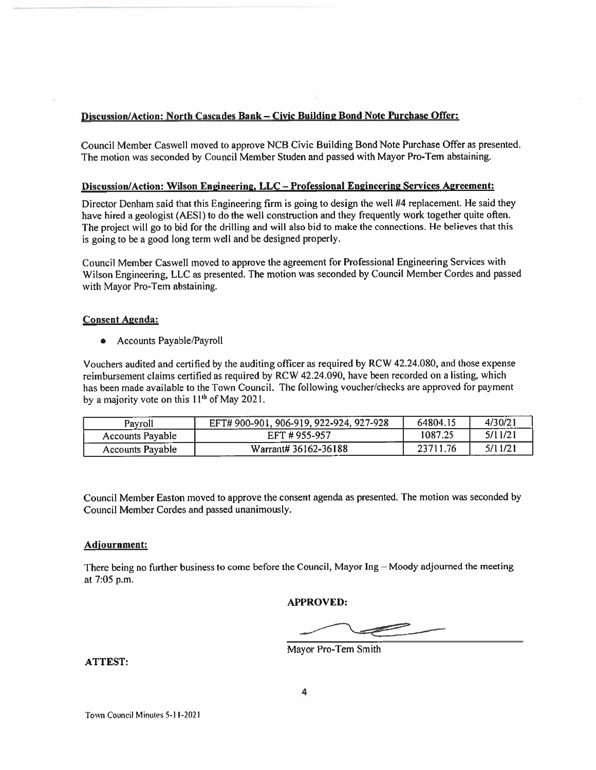**Discussion/Action: North Cascades Bank – Civic Building Bond Note Purchase Offer:**

Council Member Caswell moved to approve NCB Civic Building Bond Note Purchase Offer as presented. The motion was seconded by Council Member Studen and passed with Mayor Pro-Tem abstaining.

**Discussion/Action: Wilson Engineering, LLC – Professional Engineering Services Agreement:**

Director Denham said that this Engineering firm is going to design the well #4 replacement. He said they have hired a geologist (AESI) to do the well construction and they frequently work together quite often. The project will go to bid for the drilling and will also bid to make the connections. He believes that this is going to be a good long term well and be designed properly.

Council Member Caswell moved to approve the agreement for Professional Engineering Services with Wilson Engineering, LLC as presented. The motion was seconded by Council Member Cordes and passed with Mayor Pro-Tem abstaining.

**Consent Agenda:**

- Accounts Payable/Payroll

Vouchers audited and certified by the auditing officer as required by RCW 42.24.080, and those expense reimbursement claims certified as required by RCW 42.24.090, have been recorded on a listing, which has been made available to the Town Council. The following voucher/checks are approved for payment by a majority vote on this 11th of May 2021.

| | | | |
|---|---|---|---|
| Payroll | EFT# 900-901, 906-919, 922-924, 927-928 | 64804.15 | 4/30/21 |
| Accounts Payable | EFT # 955-957 | 1087.25 | 5/11/21 |
| Accounts Payable | Warrant# 36162-36188 | 23711.76 | 5/11/21 |

Council Member Easton moved to approve the consent agenda as presented. The motion was seconded by Council Member Cordes and passed unanimously.

**Adjournment:**

There being no further business to come before the Council, Mayor Ing – Moody adjourned the meeting at 7:05 p.m.

**APPROVED:**

Mayor Pro-Tem Smith

**ATTEST:**

Town Council Minutes 5-11-2021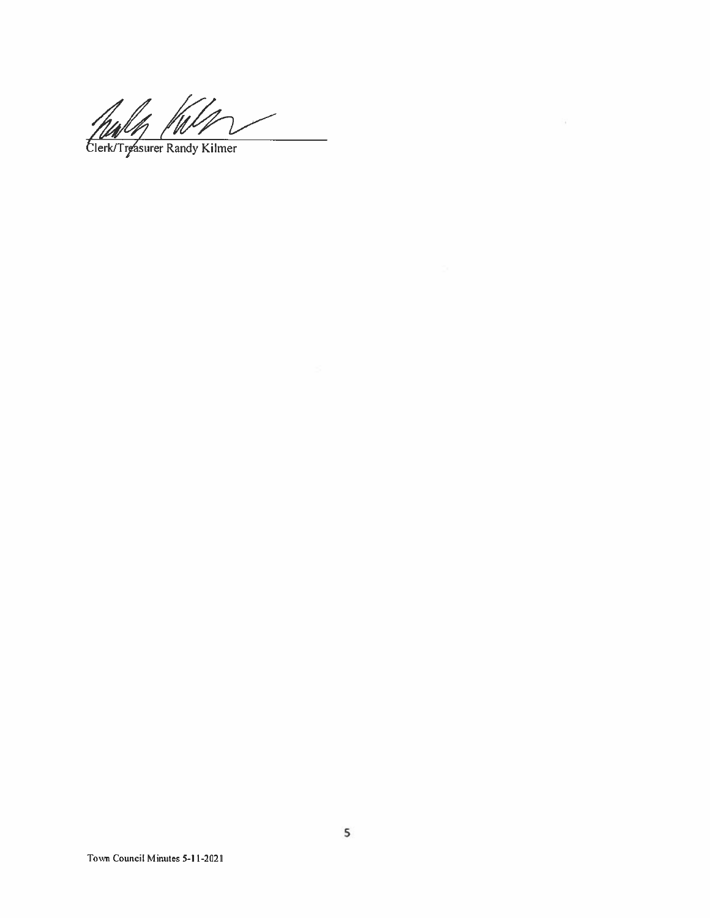Clerk/Treasurer Randy Kilmer